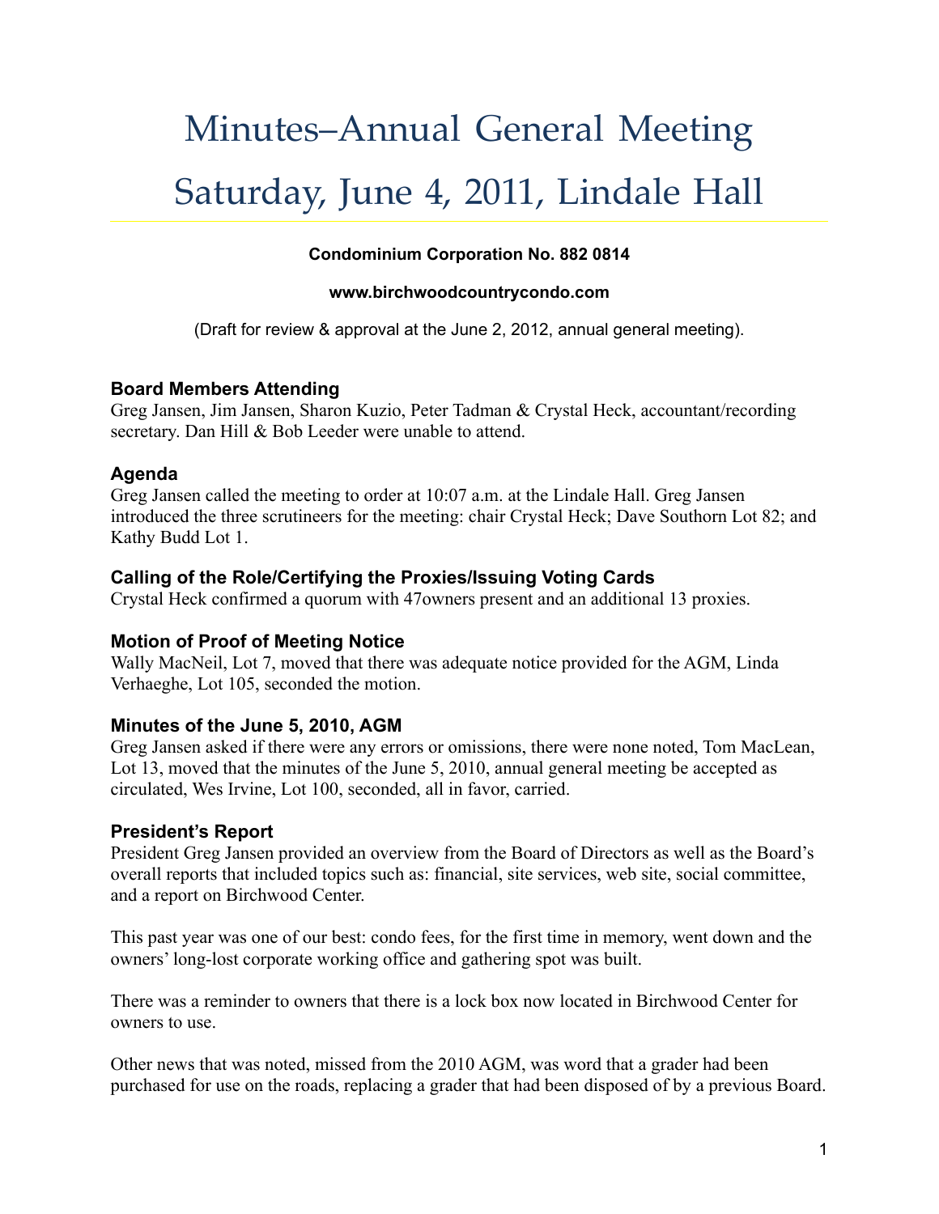# Minutes–Annual General Meeting

# Saturday, June 4, 2011, Lindale Hall

**Condominium Corporation No. 882 0814**

**www.birchwoodcountrycondo.com**

(Draft for review & approval at the June 2, 2012, annual general meeting).

### Board Members Attending

Greg Jansen, Jim Jansen, Sharon Kuzio, Peter Tadman & Crystal Heck, accountant/recording secretary. Dan Hill & Bob Leeder were unable to attend.

### Agenda

Greg Jansen called the meeting to order at 10:07 a.m. at the Lindale Hall. Greg Jansen introduced the three scrutineers for the meeting: chair Crystal Heck; Dave Southorn Lot 82; and Kathy Budd Lot 1.

### Calling of the Role/Certifying the Proxies/Issuing Voting Cards

Crystal Heck confirmed a quorum with 47owners present and an additional 13 proxies.

### Motion of Proof of Meeting Notice

Wally MacNeil, Lot 7, moved that there was adequate notice provided for the AGM, Linda Verhaeghe, Lot 105, seconded the motion.

### Minutes of the June 5, 2010, AGM

Greg Jansen asked if there were any errors or omissions, there were none noted, Tom MacLean, Lot 13, moved that the minutes of the June 5, 2010, annual general meeting be accepted as circulated, Wes Irvine, Lot 100, seconded, all in favor, carried.

### President's Report

President Greg Jansen provided an overview from the Board of Directors as well as the Board's overall reports that included topics such as: financial, site services, web site, social committee, and a report on Birchwood Center.

This past year was one of our best: condo fees, for the first time in memory, went down and the owners' long-lost corporate working office and gathering spot was built.

There was a reminder to owners that there is a lock box now located in Birchwood Center for owners to use.

Other news that was noted, missed from the 2010 AGM, was word that a grader had been purchased for use on the roads, replacing a grader that had been disposed of by a previous Board.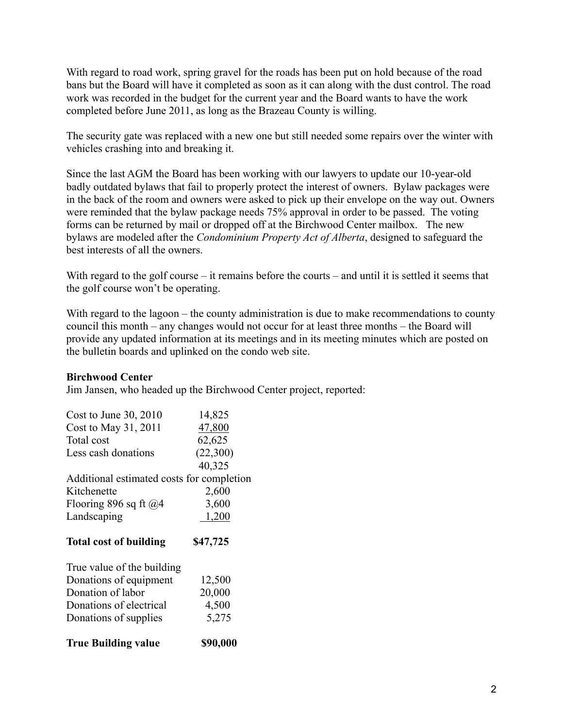With regard to road work, spring gravel for the roads has been put on hold because of the road bans but the Board will have it completed as soon as it can along with the dust control. The road work was recorded in the budget for the current year and the Board wants to have the work completed before June 2011, as long as the Brazeau County is willing.

The security gate was replaced with a new one but still needed some repairs over the winter with vehicles crashing into and breaking it.

Since the last AGM the Board has been working with our lawyers to update our 10-year-old badly outdated bylaws that fail to properly protect the interest of owners. Bylaw packages were in the back of the room and owners were asked to pick up their envelope on the way out. Owners were reminded that the bylaw package needs 75% approval in order to be passed. The voting forms can be returned by mail or dropped off at the Birchwood Center mailbox. The new bylaws are modeled after the *Condominium Property Act of Alberta*, designed to safeguard the best interests of all the owners.

With regard to the golf course – it remains before the courts – and until it is settled it seems that the golf course won't be operating.

With regard to the lagoon – the county administration is due to make recommendations to county council this month – any changes would not occur for at least three months – the Board will provide any updated information at its meetings and in its meeting minutes which are posted on the bulletin boards and uplinked on the condo web site.

**Birchwood Center**

Jim Jansen, who headed up the Birchwood Center project, reported:

| | |
|---|---|
| Cost to June 30, 2010 | 14,825 |
| Cost to May 31, 2011 | 47,800 |
| Total cost | 62,625 |
| Less cash donations | (22,300) |
| | 40,325 |
| Additional estimated costs for completion | |
| Kitchenette | 2,600 |
| Flooring 896 sq ft @4 | 3,600 |
| Landscaping | 1,200 |
| **Total cost of building** | **$47,725** |
| | |
| True value of the building | |
| Donations of equipment | 12,500 |
| Donation of labor | 20,000 |
| Donations of electrical | 4,500 |
| Donations of supplies | 5,275 |
| **True Building value** | **$90,000** |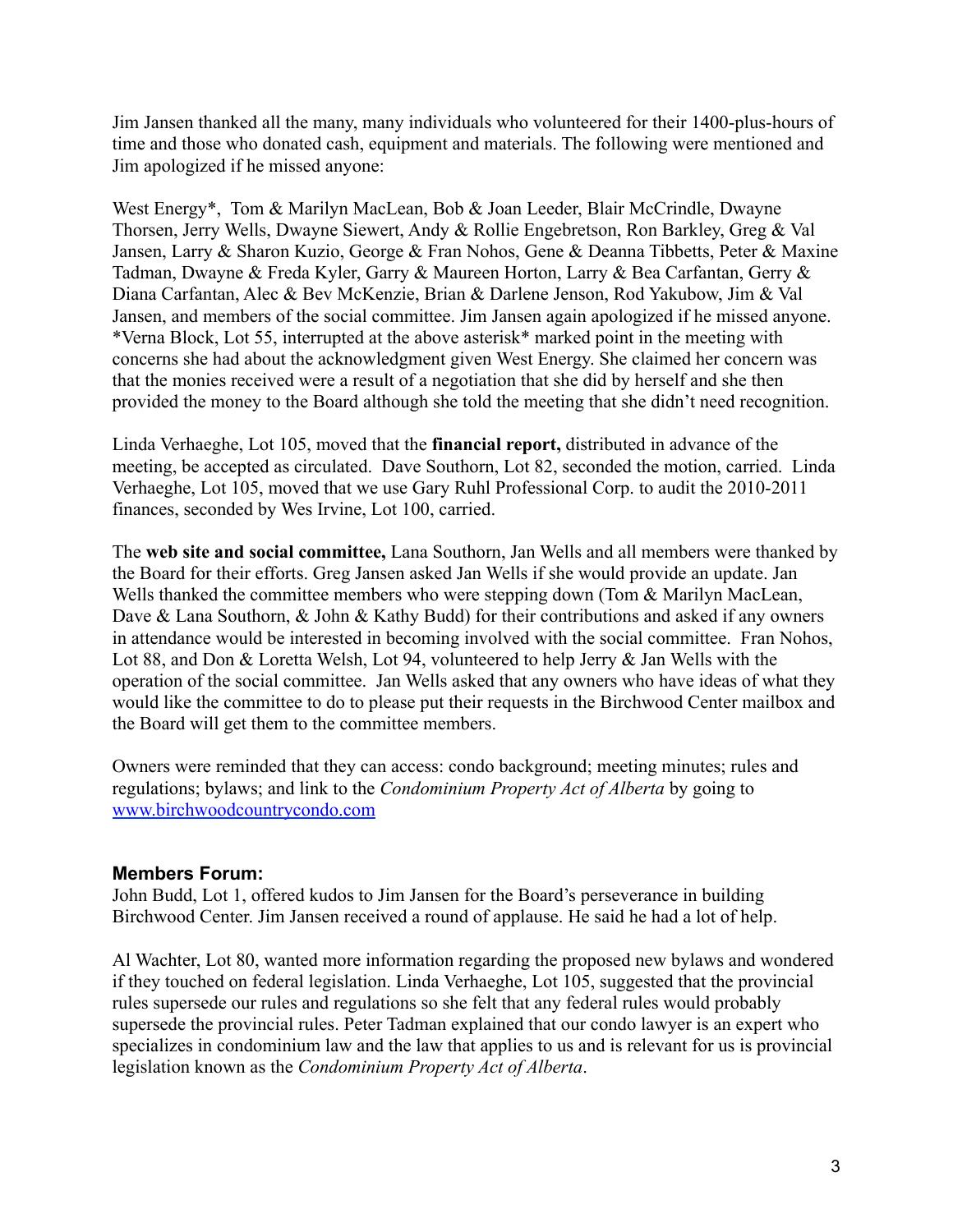Jim Jansen thanked all the many, many individuals who volunteered for their 1400-plus-hours of time and those who donated cash, equipment and materials. The following were mentioned and Jim apologized if he missed anyone:

West Energy*, Tom & Marilyn MacLean, Bob & Joan Leeder, Blair McCrindle, Dwayne Thorsen, Jerry Wells, Dwayne Siewert, Andy & Rollie Engebretson, Ron Barkley, Greg & Val Jansen, Larry & Sharon Kuzio, George & Fran Nohos, Gene & Deanna Tibbetts, Peter & Maxine Tadman, Dwayne & Freda Kyler, Garry & Maureen Horton, Larry & Bea Carfantan, Gerry & Diana Carfantan, Alec & Bev McKenzie, Brian & Darlene Jenson, Rod Yakubow, Jim & Val Jansen, and members of the social committee. Jim Jansen again apologized if he missed anyone. *Verna Block, Lot 55, interrupted at the above asterisk* marked point in the meeting with concerns she had about the acknowledgment given West Energy. She claimed her concern was that the monies received were a result of a negotiation that she did by herself and she then provided the money to the Board although she told the meeting that she didn't need recognition.

Linda Verhaeghe, Lot 105, moved that the **financial report,** distributed in advance of the meeting, be accepted as circulated. Dave Southorn, Lot 82, seconded the motion, carried. Linda Verhaeghe, Lot 105, moved that we use Gary Ruhl Professional Corp. to audit the 2010-2011 finances, seconded by Wes Irvine, Lot 100, carried.

The **web site and social committee,** Lana Southorn, Jan Wells and all members were thanked by the Board for their efforts. Greg Jansen asked Jan Wells if she would provide an update. Jan Wells thanked the committee members who were stepping down (Tom & Marilyn MacLean, Dave & Lana Southorn, & John & Kathy Budd) for their contributions and asked if any owners in attendance would be interested in becoming involved with the social committee. Fran Nohos, Lot 88, and Don & Loretta Welsh, Lot 94, volunteered to help Jerry & Jan Wells with the operation of the social committee. Jan Wells asked that any owners who have ideas of what they would like the committee to do to please put their requests in the Birchwood Center mailbox and the Board will get them to the committee members.

Owners were reminded that they can access: condo background; meeting minutes; rules and regulations; bylaws; and link to the *Condominium Property Act of Alberta* by going to [www.birchwoodcountrycondo.com](http://www.birchwoodcountrycondo.com)

### Members Forum:

John Budd, Lot 1, offered kudos to Jim Jansen for the Board's perseverance in building Birchwood Center. Jim Jansen received a round of applause. He said he had a lot of help.

Al Wachter, Lot 80, wanted more information regarding the proposed new bylaws and wondered if they touched on federal legislation. Linda Verhaeghe, Lot 105, suggested that the provincial rules supersede our rules and regulations so she felt that any federal rules would probably supersede the provincial rules. Peter Tadman explained that our condo lawyer is an expert who specializes in condominium law and the law that applies to us and is relevant for us is provincial legislation known as the *Condominium Property Act of Alberta*.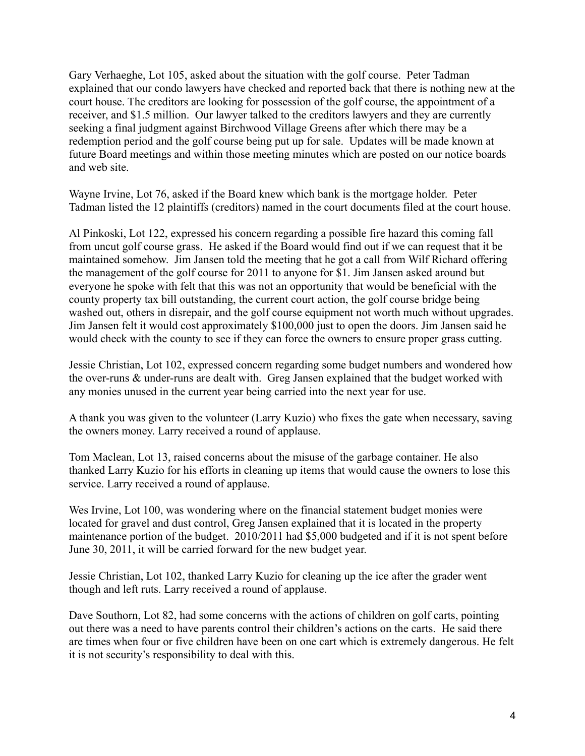Gary Verhaeghe, Lot 105, asked about the situation with the golf course. Peter Tadman explained that our condo lawyers have checked and reported back that there is nothing new at the court house. The creditors are looking for possession of the golf course, the appointment of a receiver, and $1.5 million. Our lawyer talked to the creditors lawyers and they are currently seeking a final judgment against Birchwood Village Greens after which there may be a redemption period and the golf course being put up for sale. Updates will be made known at future Board meetings and within those meeting minutes which are posted on our notice boards and web site.

Wayne Irvine, Lot 76, asked if the Board knew which bank is the mortgage holder. Peter Tadman listed the 12 plaintiffs (creditors) named in the court documents filed at the court house.

Al Pinkoski, Lot 122, expressed his concern regarding a possible fire hazard this coming fall from uncut golf course grass. He asked if the Board would find out if we can request that it be maintained somehow. Jim Jansen told the meeting that he got a call from Wilf Richard offering the management of the golf course for 2011 to anyone for $1. Jim Jansen asked around but everyone he spoke with felt that this was not an opportunity that would be beneficial with the county property tax bill outstanding, the current court action, the golf course bridge being washed out, others in disrepair, and the golf course equipment not worth much without upgrades. Jim Jansen felt it would cost approximately $100,000 just to open the doors. Jim Jansen said he would check with the county to see if they can force the owners to ensure proper grass cutting.

Jessie Christian, Lot 102, expressed concern regarding some budget numbers and wondered how the over-runs & under-runs are dealt with. Greg Jansen explained that the budget worked with any monies unused in the current year being carried into the next year for use.

A thank you was given to the volunteer (Larry Kuzio) who fixes the gate when necessary, saving the owners money. Larry received a round of applause.

Tom Maclean, Lot 13, raised concerns about the misuse of the garbage container. He also thanked Larry Kuzio for his efforts in cleaning up items that would cause the owners to lose this service. Larry received a round of applause.

Wes Irvine, Lot 100, was wondering where on the financial statement budget monies were located for gravel and dust control, Greg Jansen explained that it is located in the property maintenance portion of the budget. 2010/2011 had $5,000 budgeted and if it is not spent before June 30, 2011, it will be carried forward for the new budget year.

Jessie Christian, Lot 102, thanked Larry Kuzio for cleaning up the ice after the grader went though and left ruts. Larry received a round of applause.

Dave Southorn, Lot 82, had some concerns with the actions of children on golf carts, pointing out there was a need to have parents control their children's actions on the carts. He said there are times when four or five children have been on one cart which is extremely dangerous. He felt it is not security's responsibility to deal with this.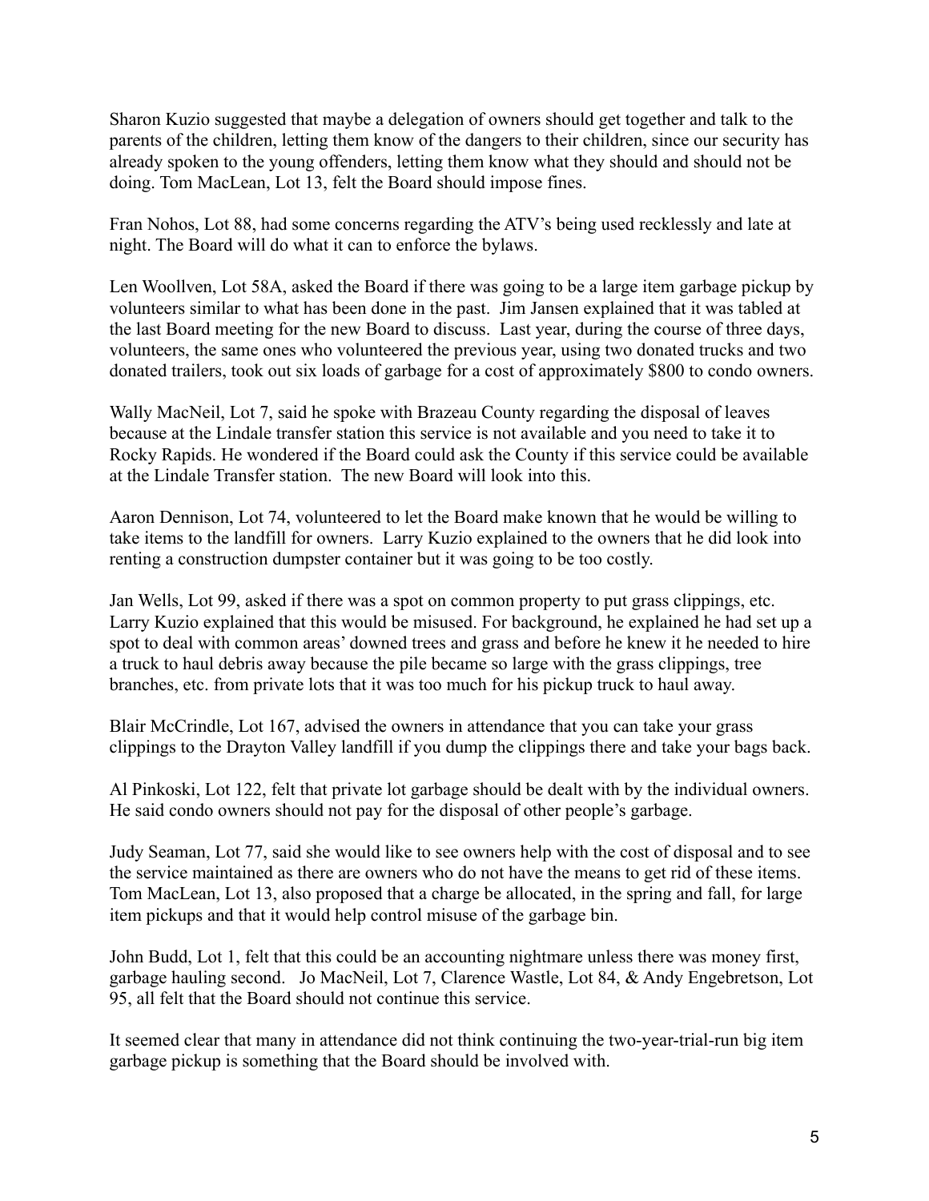Sharon Kuzio suggested that maybe a delegation of owners should get together and talk to the parents of the children, letting them know of the dangers to their children, since our security has already spoken to the young offenders, letting them know what they should and should not be doing. Tom MacLean, Lot 13, felt the Board should impose fines.

Fran Nohos, Lot 88, had some concerns regarding the ATV's being used recklessly and late at night. The Board will do what it can to enforce the bylaws.

Len Woollven, Lot 58A, asked the Board if there was going to be a large item garbage pickup by volunteers similar to what has been done in the past. Jim Jansen explained that it was tabled at the last Board meeting for the new Board to discuss. Last year, during the course of three days, volunteers, the same ones who volunteered the previous year, using two donated trucks and two donated trailers, took out six loads of garbage for a cost of approximately $800 to condo owners.

Wally MacNeil, Lot 7, said he spoke with Brazeau County regarding the disposal of leaves because at the Lindale transfer station this service is not available and you need to take it to Rocky Rapids. He wondered if the Board could ask the County if this service could be available at the Lindale Transfer station. The new Board will look into this.

Aaron Dennison, Lot 74, volunteered to let the Board make known that he would be willing to take items to the landfill for owners. Larry Kuzio explained to the owners that he did look into renting a construction dumpster container but it was going to be too costly.

Jan Wells, Lot 99, asked if there was a spot on common property to put grass clippings, etc. Larry Kuzio explained that this would be misused. For background, he explained he had set up a spot to deal with common areas' downed trees and grass and before he knew it he needed to hire a truck to haul debris away because the pile became so large with the grass clippings, tree branches, etc. from private lots that it was too much for his pickup truck to haul away.

Blair McCrindle, Lot 167, advised the owners in attendance that you can take your grass clippings to the Drayton Valley landfill if you dump the clippings there and take your bags back.

Al Pinkoski, Lot 122, felt that private lot garbage should be dealt with by the individual owners. He said condo owners should not pay for the disposal of other people's garbage.

Judy Seaman, Lot 77, said she would like to see owners help with the cost of disposal and to see the service maintained as there are owners who do not have the means to get rid of these items. Tom MacLean, Lot 13, also proposed that a charge be allocated, in the spring and fall, for large item pickups and that it would help control misuse of the garbage bin.

John Budd, Lot 1, felt that this could be an accounting nightmare unless there was money first, garbage hauling second. Jo MacNeil, Lot 7, Clarence Wastle, Lot 84, & Andy Engebretson, Lot 95, all felt that the Board should not continue this service.

It seemed clear that many in attendance did not think continuing the two-year-trial-run big item garbage pickup is something that the Board should be involved with.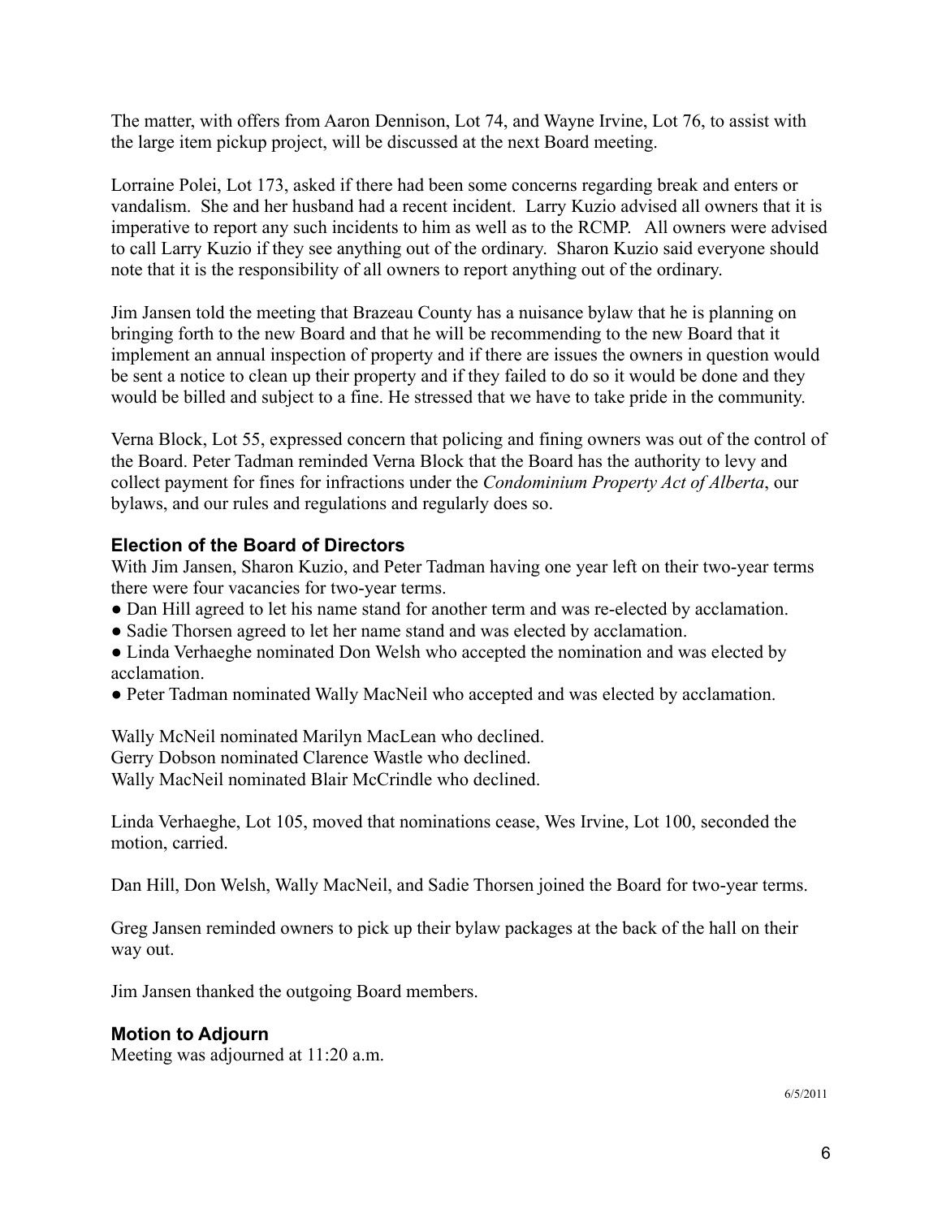The matter, with offers from Aaron Dennison, Lot 74, and Wayne Irvine, Lot 76, to assist with the large item pickup project, will be discussed at the next Board meeting.

Lorraine Polei, Lot 173, asked if there had been some concerns regarding break and enters or vandalism. She and her husband had a recent incident. Larry Kuzio advised all owners that it is imperative to report any such incidents to him as well as to the RCMP. All owners were advised to call Larry Kuzio if they see anything out of the ordinary. Sharon Kuzio said everyone should note that it is the responsibility of all owners to report anything out of the ordinary.

Jim Jansen told the meeting that Brazeau County has a nuisance bylaw that he is planning on bringing forth to the new Board and that he will be recommending to the new Board that it implement an annual inspection of property and if there are issues the owners in question would be sent a notice to clean up their property and if they failed to do so it would be done and they would be billed and subject to a fine. He stressed that we have to take pride in the community.

Verna Block, Lot 55, expressed concern that policing and fining owners was out of the control of the Board. Peter Tadman reminded Verna Block that the Board has the authority to levy and collect payment for fines for infractions under the *Condominium Property Act of Alberta*, our bylaws, and our rules and regulations and regularly does so.

### Election of the Board of Directors

With Jim Jansen, Sharon Kuzio, and Peter Tadman having one year left on their two-year terms there were four vacancies for two-year terms.

- Dan Hill agreed to let his name stand for another term and was re-elected by acclamation.
- Sadie Thorsen agreed to let her name stand and was elected by acclamation.
- Linda Verhaeghe nominated Don Welsh who accepted the nomination and was elected by acclamation.
- Peter Tadman nominated Wally MacNeil who accepted and was elected by acclamation.

Wally McNeil nominated Marilyn MacLean who declined.
Gerry Dobson nominated Clarence Wastle who declined.
Wally MacNeil nominated Blair McCrindle who declined.

Linda Verhaeghe, Lot 105, moved that nominations cease, Wes Irvine, Lot 100, seconded the motion, carried.

Dan Hill, Don Welsh, Wally MacNeil, and Sadie Thorsen joined the Board for two-year terms.

Greg Jansen reminded owners to pick up their bylaw packages at the back of the hall on their way out.

Jim Jansen thanked the outgoing Board members.

### Motion to Adjourn

Meeting was adjourned at 11:20 a.m.

6/5/2011